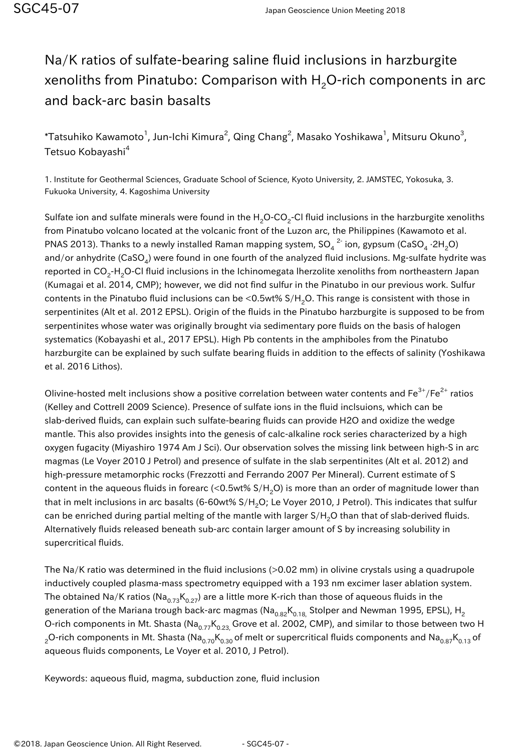# Na/K ratios of sulfate-bearing saline fluid inclusions in harzburgite xenoliths from Pinatubo: Comparison with $H_2O$-rich components in arc and back-arc basin basalts

*Tatsuhiko Kawamoto[1], Jun-Ichi Kimura[2], Qing Chang[2], Masako Yoshikawa[1], Mitsuru Okuno[3], Tetsuo Kobayashi[4]

1. Institute for Geothermal Sciences, Graduate School of Science, Kyoto University, 2. JAMSTEC, Yokosuka, 3. Fukuoka University, 4. Kagoshima University

Sulfate ion and sulfate minerals were found in the $H_2O$-$CO_2$-Cl fluid inclusions in the harzburgite xenoliths from Pinatubo volcano located at the volcanic front of the Luzon arc, the Philippines (Kawamoto et al. PNAS 2013). Thanks to a newly installed Raman mapping system, $SO_4^{2-}$ ion, gypsum ($CaSO_4 \cdot 2H_2O$) and/or anhydrite ($CaSO_4$) were found in one fourth of the analyzed fluid inclusions. Mg-sulfate hydrite was reported in $CO_2$-$H_2O$-Cl fluid inclusions in the Ichinomegata lherzolite xenoliths from northeastern Japan (Kumagai et al. 2014, CMP); however, we did not find sulfur in the Pinatubo in our previous work. Sulfur contents in the Pinatubo fluid inclusions can be <0.5wt% S/$H_2O$. This range is consistent with those in serpentinites (Alt et al. 2012 EPSL). Origin of the fluids in the Pinatubo harzburgite is supposed to be from serpentinites whose water was originally brought via sedimentary pore fluids on the basis of halogen systematics (Kobayashi et al., 2017 EPSL). High Pb contents in the amphiboles from the Pinatubo harzburgite can be explained by such sulfate bearing fluids in addition to the effects of salinity (Yoshikawa et al. 2016 Lithos).

Olivine-hosted melt inclusions show a positive correlation between water contents and $Fe^{3+}/Fe^{2+}$ ratios (Kelley and Cottrell 2009 Science). Presence of sulfate ions in the fluid inclsuions, which can be slab-derived fluids, can explain such sulfate-bearing fluids can provide H2O and oxidize the wedge mantle. This also provides insights into the genesis of calc-alkaline rock series characterized by a high oxygen fugacity (Miyashiro 1974 Am J Sci). Our observation solves the missing link between high-S in arc magmas (Le Voyer 2010 J Petrol) and presence of sulfate in the slab serpentinites (Alt et al. 2012) and high-pressure metamorphic rocks (Frezzotti and Ferrando 2007 Per Mineral). Current estimate of S content in the aqueous fluids in forearc (<0.5wt% S/$H_2O$) is more than an order of magnitude lower than that in melt inclusions in arc basalts (6-60wt% S/$H_2O$; Le Voyer 2010, J Petrol). This indicates that sulfur can be enriched during partial melting of the mantle with larger S/$H_2O$ than that of slab-derived fluids. Alternatively fluids released beneath sub-arc contain larger amount of S by increasing solubility in supercritical fluids.

The Na/K ratio was determined in the fluid inclusions (>0.02 mm) in olivine crystals using a quadrupole inductively coupled plasma-mass spectrometry equipped with a 193 nm excimer laser ablation system. The obtained Na/K ratios ($Na_{0.73}K_{0.27}$) are a little more K-rich than those of aqueous fluids in the generation of the Mariana trough back-arc magmas ($Na_{0.82}K_{0.18}$, Stolper and Newman 1995, EPSL), $H_2O$-rich components in Mt. Shasta ($Na_{0.77}K_{0.23}$, Grove et al. 2002, CMP), and similar to those between two $H_2O$-rich components in Mt. Shasta ($Na_{0.70}K_{0.30}$ of melt or supercritical fluids components and $Na_{0.87}K_{0.13}$ of aqueous fluids components, Le Voyer et al. 2010, J Petrol).

Keywords: aqueous fluid, magma, subduction zone, fluid inclusion